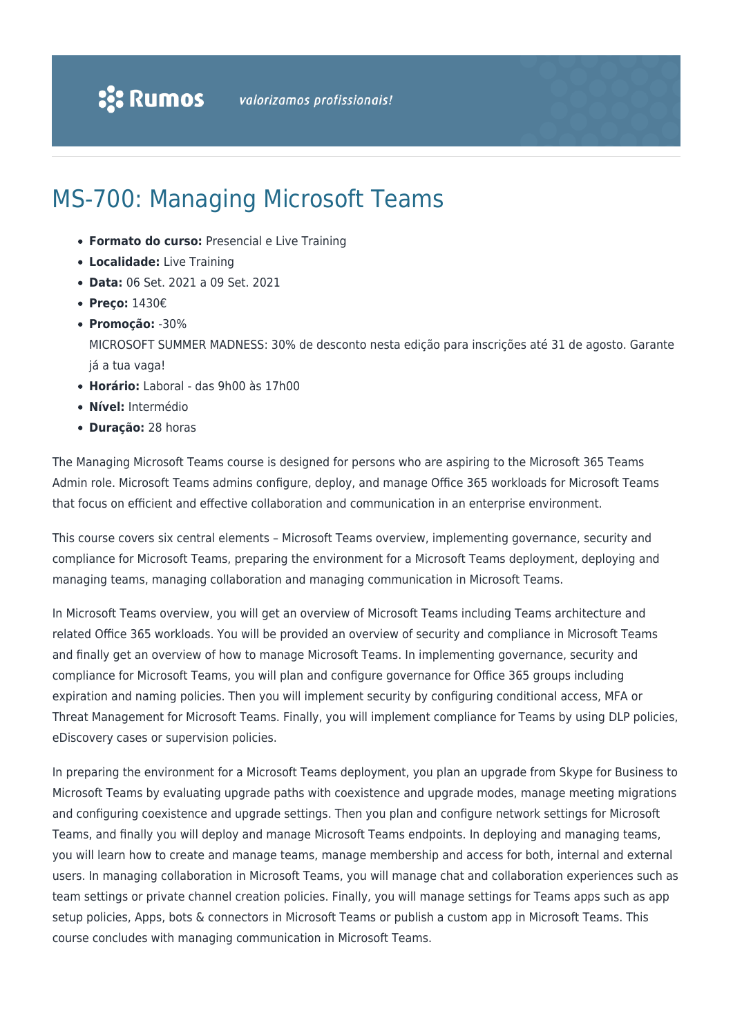Rumos *valorizamos profissionais!*

# MS-700: Managing Microsoft Teams

- **Formato do curso:** Presencial e Live Training
- **Localidade:** Live Training
- **Data:** 06 Set. 2021 a 09 Set. 2021
- **Preço:** 1430€
- **Promoção:** -30%
  MICROSOFT SUMMER MADNESS: 30% de desconto nesta edição para inscrições até 31 de agosto. Garante já a tua vaga!
- **Horário:** Laboral - das 9h00 às 17h00
- **Nível:** Intermédio
- **Duração:** 28 horas

The Managing Microsoft Teams course is designed for persons who are aspiring to the Microsoft 365 Teams Admin role. Microsoft Teams admins configure, deploy, and manage Office 365 workloads for Microsoft Teams that focus on efficient and effective collaboration and communication in an enterprise environment.

This course covers six central elements – Microsoft Teams overview, implementing governance, security and compliance for Microsoft Teams, preparing the environment for a Microsoft Teams deployment, deploying and managing teams, managing collaboration and managing communication in Microsoft Teams.

In Microsoft Teams overview, you will get an overview of Microsoft Teams including Teams architecture and related Office 365 workloads. You will be provided an overview of security and compliance in Microsoft Teams and finally get an overview of how to manage Microsoft Teams. In implementing governance, security and compliance for Microsoft Teams, you will plan and configure governance for Office 365 groups including expiration and naming policies. Then you will implement security by configuring conditional access, MFA or Threat Management for Microsoft Teams. Finally, you will implement compliance for Teams by using DLP policies, eDiscovery cases or supervision policies.

In preparing the environment for a Microsoft Teams deployment, you plan an upgrade from Skype for Business to Microsoft Teams by evaluating upgrade paths with coexistence and upgrade modes, manage meeting migrations and configuring coexistence and upgrade settings. Then you plan and configure network settings for Microsoft Teams, and finally you will deploy and manage Microsoft Teams endpoints. In deploying and managing teams, you will learn how to create and manage teams, manage membership and access for both, internal and external users. In managing collaboration in Microsoft Teams, you will manage chat and collaboration experiences such as team settings or private channel creation policies. Finally, you will manage settings for Teams apps such as app setup policies, Apps, bots & connectors in Microsoft Teams or publish a custom app in Microsoft Teams. This course concludes with managing communication in Microsoft Teams.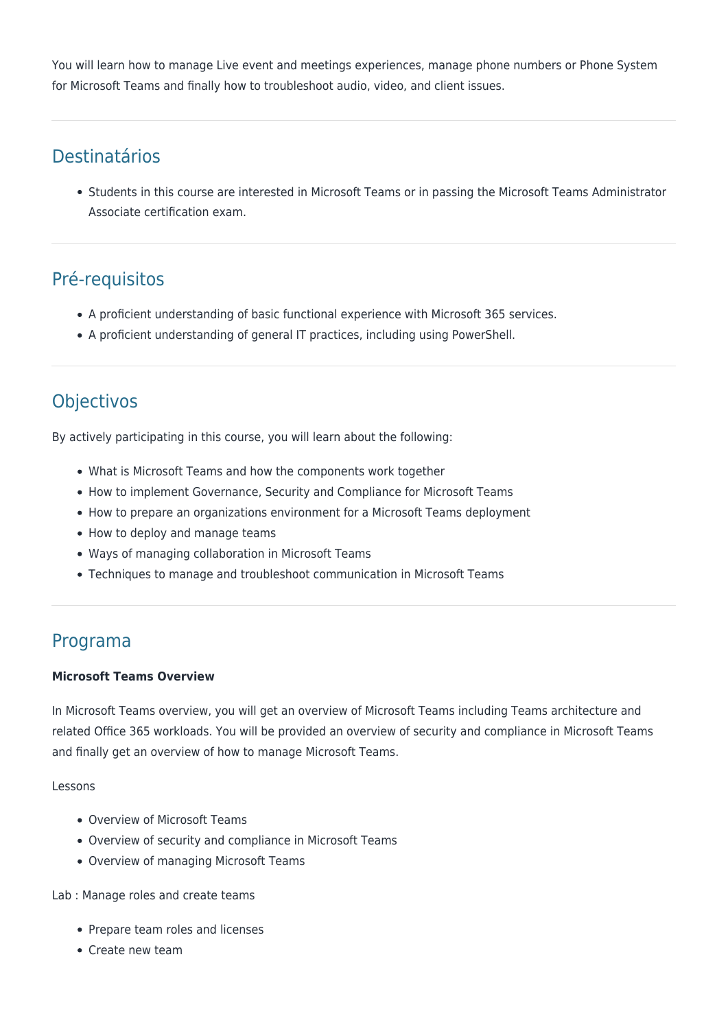You will learn how to manage Live event and meetings experiences, manage phone numbers or Phone System for Microsoft Teams and finally how to troubleshoot audio, video, and client issues.

## Destinatários

- Students in this course are interested in Microsoft Teams or in passing the Microsoft Teams Administrator Associate certification exam.

## Pré-requisitos

- A proficient understanding of basic functional experience with Microsoft 365 services.
- A proficient understanding of general IT practices, including using PowerShell.

## Objectivos

By actively participating in this course, you will learn about the following:

- What is Microsoft Teams and how the components work together
- How to implement Governance, Security and Compliance for Microsoft Teams
- How to prepare an organizations environment for a Microsoft Teams deployment
- How to deploy and manage teams
- Ways of managing collaboration in Microsoft Teams
- Techniques to manage and troubleshoot communication in Microsoft Teams

## Programa

**Microsoft Teams Overview**

In Microsoft Teams overview, you will get an overview of Microsoft Teams including Teams architecture and related Office 365 workloads. You will be provided an overview of security and compliance in Microsoft Teams and finally get an overview of how to manage Microsoft Teams.

Lessons

- Overview of Microsoft Teams
- Overview of security and compliance in Microsoft Teams
- Overview of managing Microsoft Teams

Lab : Manage roles and create teams

- Prepare team roles and licenses
- Create new team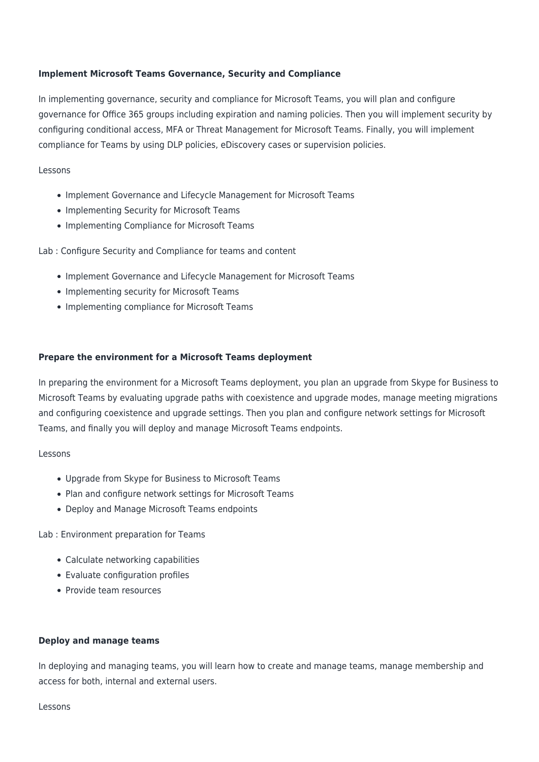**Implement Microsoft Teams Governance, Security and Compliance**

In implementing governance, security and compliance for Microsoft Teams, you will plan and configure governance for Office 365 groups including expiration and naming policies. Then you will implement security by configuring conditional access, MFA or Threat Management for Microsoft Teams. Finally, you will implement compliance for Teams by using DLP policies, eDiscovery cases or supervision policies.

Lessons

- Implement Governance and Lifecycle Management for Microsoft Teams
- Implementing Security for Microsoft Teams
- Implementing Compliance for Microsoft Teams

Lab : Configure Security and Compliance for teams and content

- Implement Governance and Lifecycle Management for Microsoft Teams
- Implementing security for Microsoft Teams
- Implementing compliance for Microsoft Teams

**Prepare the environment for a Microsoft Teams deployment**

In preparing the environment for a Microsoft Teams deployment, you plan an upgrade from Skype for Business to Microsoft Teams by evaluating upgrade paths with coexistence and upgrade modes, manage meeting migrations and configuring coexistence and upgrade settings. Then you plan and configure network settings for Microsoft Teams, and finally you will deploy and manage Microsoft Teams endpoints.

Lessons

- Upgrade from Skype for Business to Microsoft Teams
- Plan and configure network settings for Microsoft Teams
- Deploy and Manage Microsoft Teams endpoints

Lab : Environment preparation for Teams

- Calculate networking capabilities
- Evaluate configuration profiles
- Provide team resources

**Deploy and manage teams**

In deploying and managing teams, you will learn how to create and manage teams, manage membership and access for both, internal and external users.

Lessons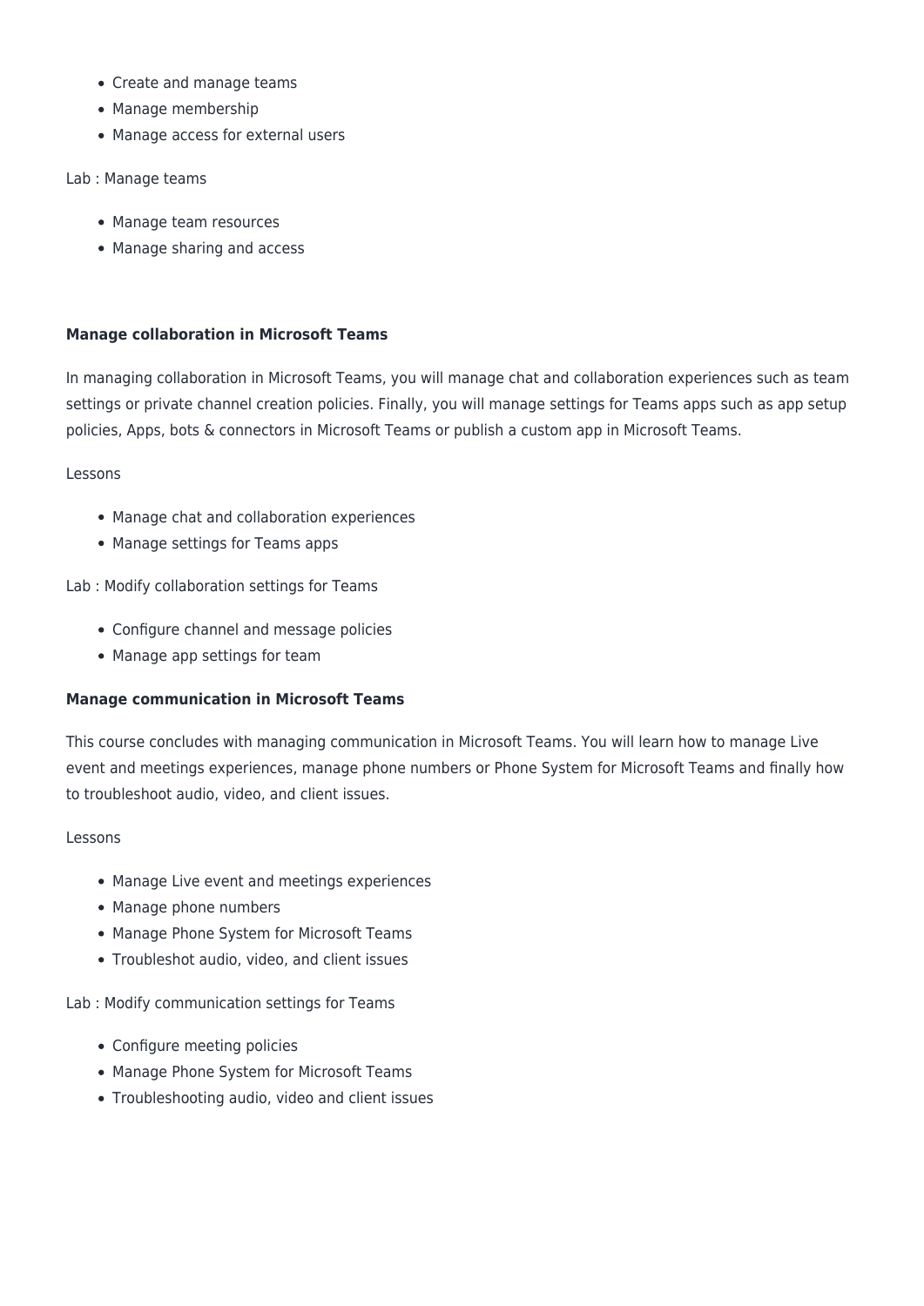- Create and manage teams
- Manage membership
- Manage access for external users

Lab : Manage teams

- Manage team resources
- Manage sharing and access

**Manage collaboration in Microsoft Teams**

In managing collaboration in Microsoft Teams, you will manage chat and collaboration experiences such as team settings or private channel creation policies. Finally, you will manage settings for Teams apps such as app setup policies, Apps, bots & connectors in Microsoft Teams or publish a custom app in Microsoft Teams.

Lessons

- Manage chat and collaboration experiences
- Manage settings for Teams apps

Lab : Modify collaboration settings for Teams

- Configure channel and message policies
- Manage app settings for team

**Manage communication in Microsoft Teams**

This course concludes with managing communication in Microsoft Teams. You will learn how to manage Live event and meetings experiences, manage phone numbers or Phone System for Microsoft Teams and finally how to troubleshoot audio, video, and client issues.

Lessons

- Manage Live event and meetings experiences
- Manage phone numbers
- Manage Phone System for Microsoft Teams
- Troubleshot audio, video, and client issues

Lab : Modify communication settings for Teams

- Configure meeting policies
- Manage Phone System for Microsoft Teams
- Troubleshooting audio, video and client issues